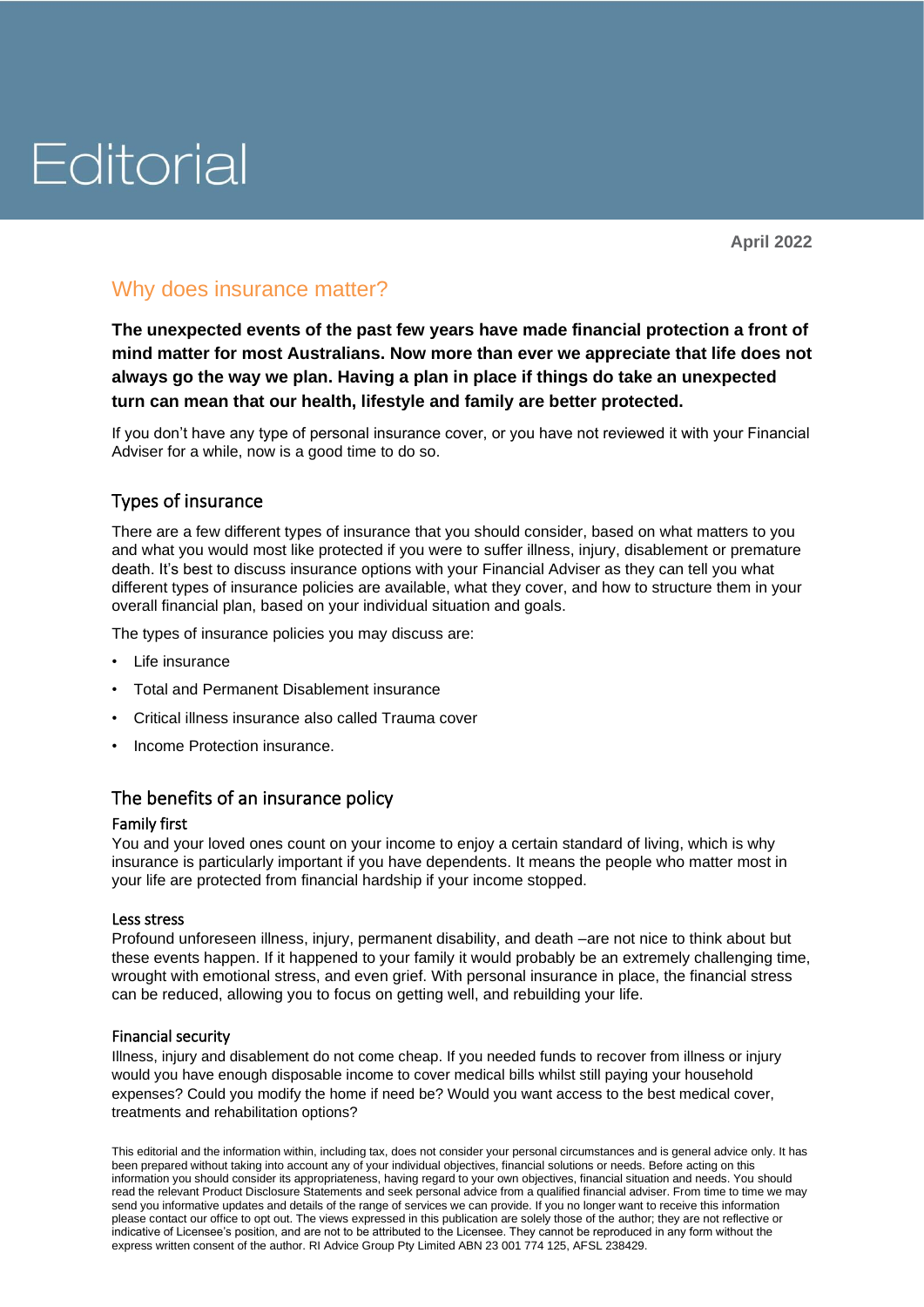# Editorial

**April 2022**

## Why does insurance matter?

**The unexpected events of the past few years have made financial protection a front of mind matter for most Australians. Now more than ever we appreciate that life does not always go the way we plan. Having a plan in place if things do take an unexpected turn can mean that our health, lifestyle and family are better protected.**

If you don't have any type of personal insurance cover, or you have not reviewed it with your Financial Adviser for a while, now is a good time to do so.

### Types of insurance

There are a few different types of insurance that you should consider, based on what matters to you and what you would most like protected if you were to suffer illness, injury, disablement or premature death. It's best to discuss insurance options with your Financial Adviser as they can tell you what different types of insurance policies are available, what they cover, and how to structure them in your overall financial plan, based on your individual situation and goals.

The types of insurance policies you may discuss are:

- Life insurance
- Total and Permanent Disablement insurance
- Critical illness insurance also called Trauma cover
- Income Protection insurance.

### The benefits of an insurance policy

#### Family first

You and your loved ones count on your income to enjoy a certain standard of living, which is why insurance is particularly important if you have dependents. It means the people who matter most in your life are protected from financial hardship if your income stopped.

#### Less stress

Profound unforeseen illness, injury, permanent disability, and death –are not nice to think about but these events happen. If it happened to your family it would probably be an extremely challenging time, wrought with emotional stress, and even grief. With personal insurance in place, the financial stress can be reduced, allowing you to focus on getting well, and rebuilding your life.

#### Financial security

Illness, injury and disablement do not come cheap. If you needed funds to recover from illness or injury would you have enough disposable income to cover medical bills whilst still paying your household expenses? Could you modify the home if need be? Would you want access to the best medical cover, treatments and rehabilitation options?

This editorial and the information within, including tax, does not consider your personal circumstances and is general advice only. It has been prepared without taking into account any of your individual objectives, financial solutions or needs. Before acting on this information you should consider its appropriateness, having regard to your own objectives, financial situation and needs. You should read the relevant Product Disclosure Statements and seek personal advice from a qualified financial adviser. From time to time we may send you informative updates and details of the range of services we can provide. If you no longer want to receive this information please contact our office to opt out. The views expressed in this publication are solely those of the author; they are not reflective or indicative of Licensee's position, and are not to be attributed to the Licensee. They cannot be reproduced in any form without the express written consent of the author. RI Advice Group Pty Limited ABN 23 001 774 125, AFSL 238429.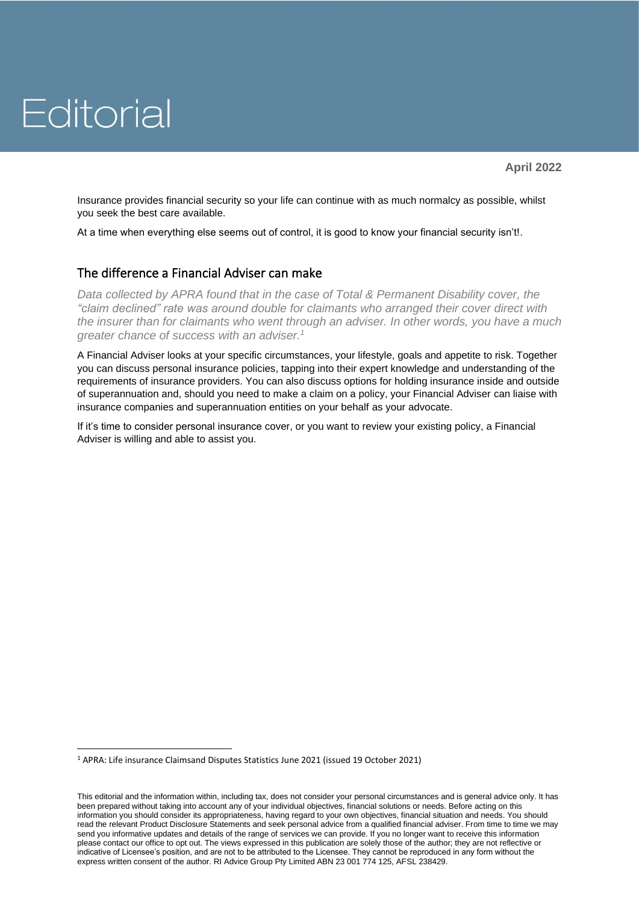# Editorial

**April 2022**

Insurance provides financial security so your life can continue with as much normalcy as possible, whilst you seek the best care available.

At a time when everything else seems out of control, it is good to know your financial security isn't!.

## The difference a Financial Adviser can make

*Data collected by APRA found that in the case of Total & Permanent Disability cover, the "claim declined" rate was around double for claimants who arranged their cover direct with the insurer than for claimants who went through an adviser. In other words, you have a much greater chance of success with an adviser.*[1]

A Financial Adviser looks at your specific circumstances, your lifestyle, goals and appetite to risk. Together you can discuss personal insurance policies, tapping into their expert knowledge and understanding of the requirements of insurance providers. You can also discuss options for holding insurance inside and outside of superannuation and, should you need to make a claim on a policy, your Financial Adviser can liaise with insurance companies and superannuation entities on your behalf as your advocate.

If it's time to consider personal insurance cover, or you want to review your existing policy, a Financial Adviser is willing and able to assist you.

[1] APRA: Life insurance Claimsand Disputes Statistics June 2021 (issued 19 October 2021)

This editorial and the information within, including tax, does not consider your personal circumstances and is general advice only. It has been prepared without taking into account any of your individual objectives, financial solutions or needs. Before acting on this information you should consider its appropriateness, having regard to your own objectives, financial situation and needs. You should read the relevant Product Disclosure Statements and seek personal advice from a qualified financial adviser. From time to time we may send you informative updates and details of the range of services we can provide. If you no longer want to receive this information please contact our office to opt out. The views expressed in this publication are solely those of the author; they are not reflective or indicative of Licensee's position, and are not to be attributed to the Licensee. They cannot be reproduced in any form without the express written consent of the author. RI Advice Group Pty Limited ABN 23 001 774 125, AFSL 238429.